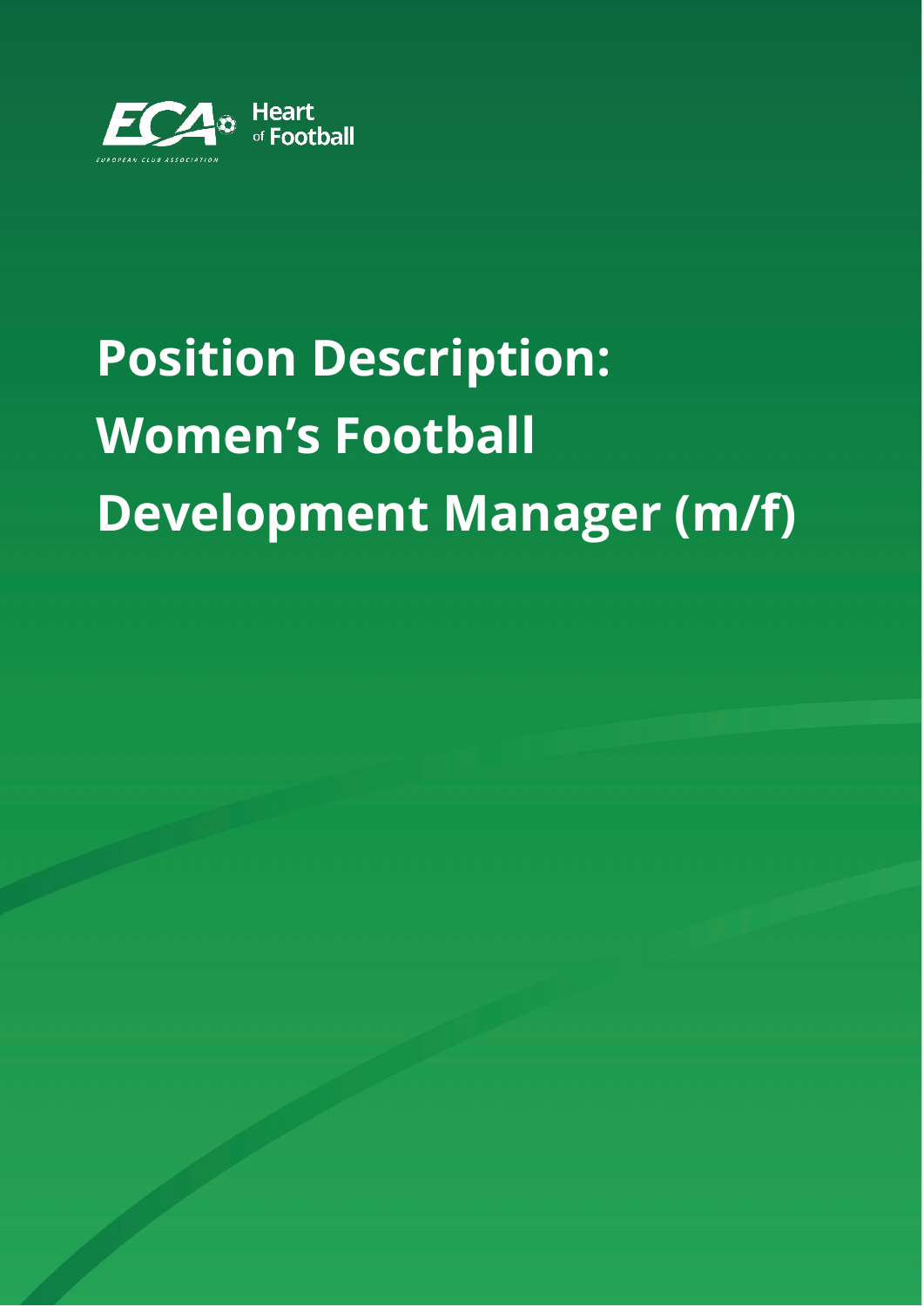ECA EUROPEAN CLUB ASSOCIATION Heart of Football

# Position Description: Women's Football Development Manager (m/f)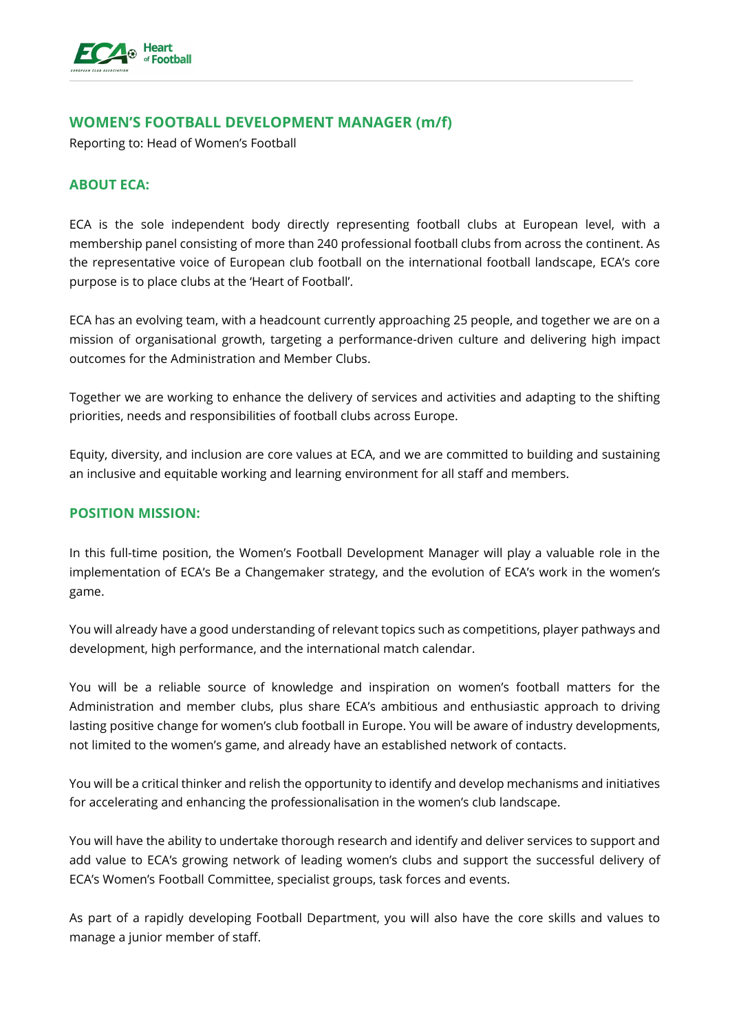## WOMEN'S FOOTBALL DEVELOPMENT MANAGER (m/f)

Reporting to: Head of Women's Football

### ABOUT ECA:

ECA is the sole independent body directly representing football clubs at European level, with a membership panel consisting of more than 240 professional football clubs from across the continent. As the representative voice of European club football on the international football landscape, ECA's core purpose is to place clubs at the 'Heart of Football'.

ECA has an evolving team, with a headcount currently approaching 25 people, and together we are on a mission of organisational growth, targeting a performance-driven culture and delivering high impact outcomes for the Administration and Member Clubs.

Together we are working to enhance the delivery of services and activities and adapting to the shifting priorities, needs and responsibilities of football clubs across Europe.

Equity, diversity, and inclusion are core values at ECA, and we are committed to building and sustaining an inclusive and equitable working and learning environment for all staff and members.

### POSITION MISSION:

In this full-time position, the Women's Football Development Manager will play a valuable role in the implementation of ECA's Be a Changemaker strategy, and the evolution of ECA's work in the women's game.

You will already have a good understanding of relevant topics such as competitions, player pathways and development, high performance, and the international match calendar.

You will be a reliable source of knowledge and inspiration on women's football matters for the Administration and member clubs, plus share ECA's ambitious and enthusiastic approach to driving lasting positive change for women's club football in Europe. You will be aware of industry developments, not limited to the women's game, and already have an established network of contacts.

You will be a critical thinker and relish the opportunity to identify and develop mechanisms and initiatives for accelerating and enhancing the professionalisation in the women's club landscape.

You will have the ability to undertake thorough research and identify and deliver services to support and add value to ECA's growing network of leading women's clubs and support the successful delivery of ECA's Women's Football Committee, specialist groups, task forces and events.

As part of a rapidly developing Football Department, you will also have the core skills and values to manage a junior member of staff.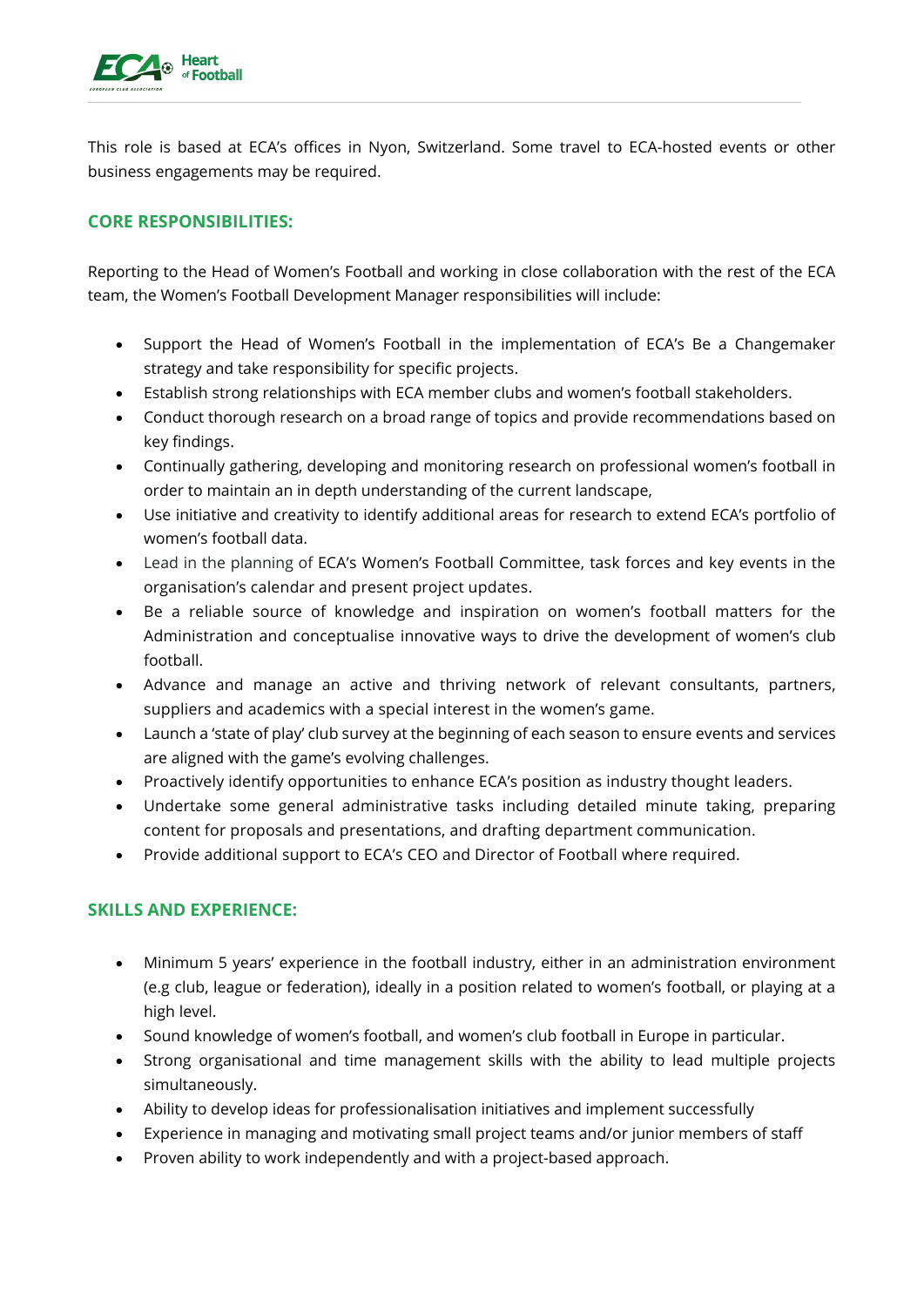This role is based at ECA's offices in Nyon, Switzerland. Some travel to ECA-hosted events or other business engagements may be required.

## CORE RESPONSIBILITIES:

Reporting to the Head of Women's Football and working in close collaboration with the rest of the ECA team, the Women's Football Development Manager responsibilities will include:

- Support the Head of Women's Football in the implementation of ECA's Be a Changemaker strategy and take responsibility for specific projects.
- Establish strong relationships with ECA member clubs and women's football stakeholders.
- Conduct thorough research on a broad range of topics and provide recommendations based on key findings.
- Continually gathering, developing and monitoring research on professional women's football in order to maintain an in depth understanding of the current landscape,
- Use initiative and creativity to identify additional areas for research to extend ECA's portfolio of women's football data.
- Lead in the planning of ECA's Women's Football Committee, task forces and key events in the organisation's calendar and present project updates.
- Be a reliable source of knowledge and inspiration on women's football matters for the Administration and conceptualise innovative ways to drive the development of women's club football.
- Advance and manage an active and thriving network of relevant consultants, partners, suppliers and academics with a special interest in the women's game.
- Launch a 'state of play' club survey at the beginning of each season to ensure events and services are aligned with the game's evolving challenges.
- Proactively identify opportunities to enhance ECA's position as industry thought leaders.
- Undertake some general administrative tasks including detailed minute taking, preparing content for proposals and presentations, and drafting department communication.
- Provide additional support to ECA's CEO and Director of Football where required.

## SKILLS AND EXPERIENCE:

- Minimum 5 years' experience in the football industry, either in an administration environment (e.g club, league or federation), ideally in a position related to women's football, or playing at a high level.
- Sound knowledge of women's football, and women's club football in Europe in particular.
- Strong organisational and time management skills with the ability to lead multiple projects simultaneously.
- Ability to develop ideas for professionalisation initiatives and implement successfully
- Experience in managing and motivating small project teams and/or junior members of staff
- Proven ability to work independently and with a project-based approach.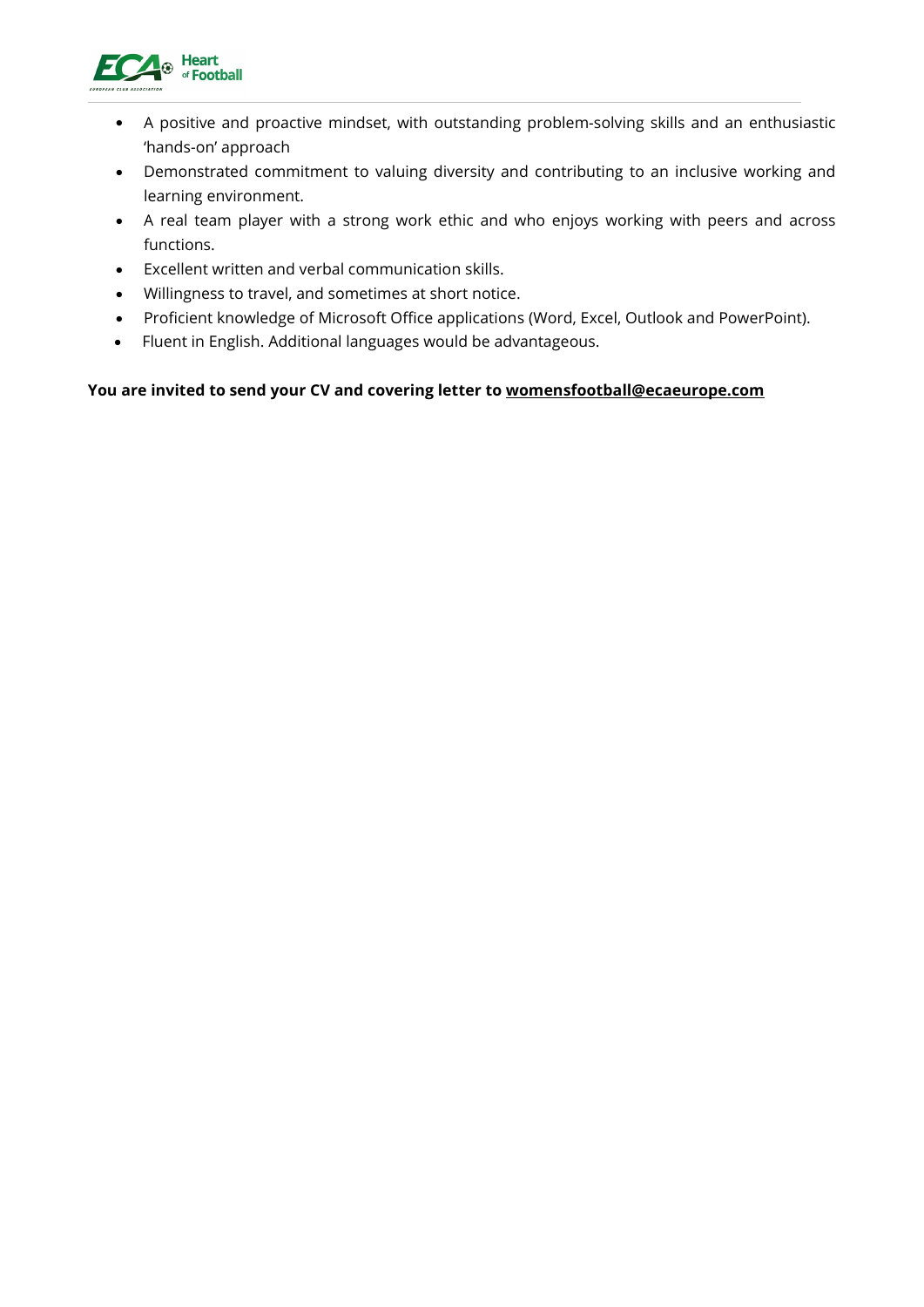- A positive and proactive mindset, with outstanding problem-solving skills and an enthusiastic 'hands-on' approach
- Demonstrated commitment to valuing diversity and contributing to an inclusive working and learning environment.
- A real team player with a strong work ethic and who enjoys working with peers and across functions.
- Excellent written and verbal communication skills.
- Willingness to travel, and sometimes at short notice.
- Proficient knowledge of Microsoft Office applications (Word, Excel, Outlook and PowerPoint).
- Fluent in English. Additional languages would be advantageous.

**You are invited to send your CV and covering letter to womensfootball@ecaeurope.com**